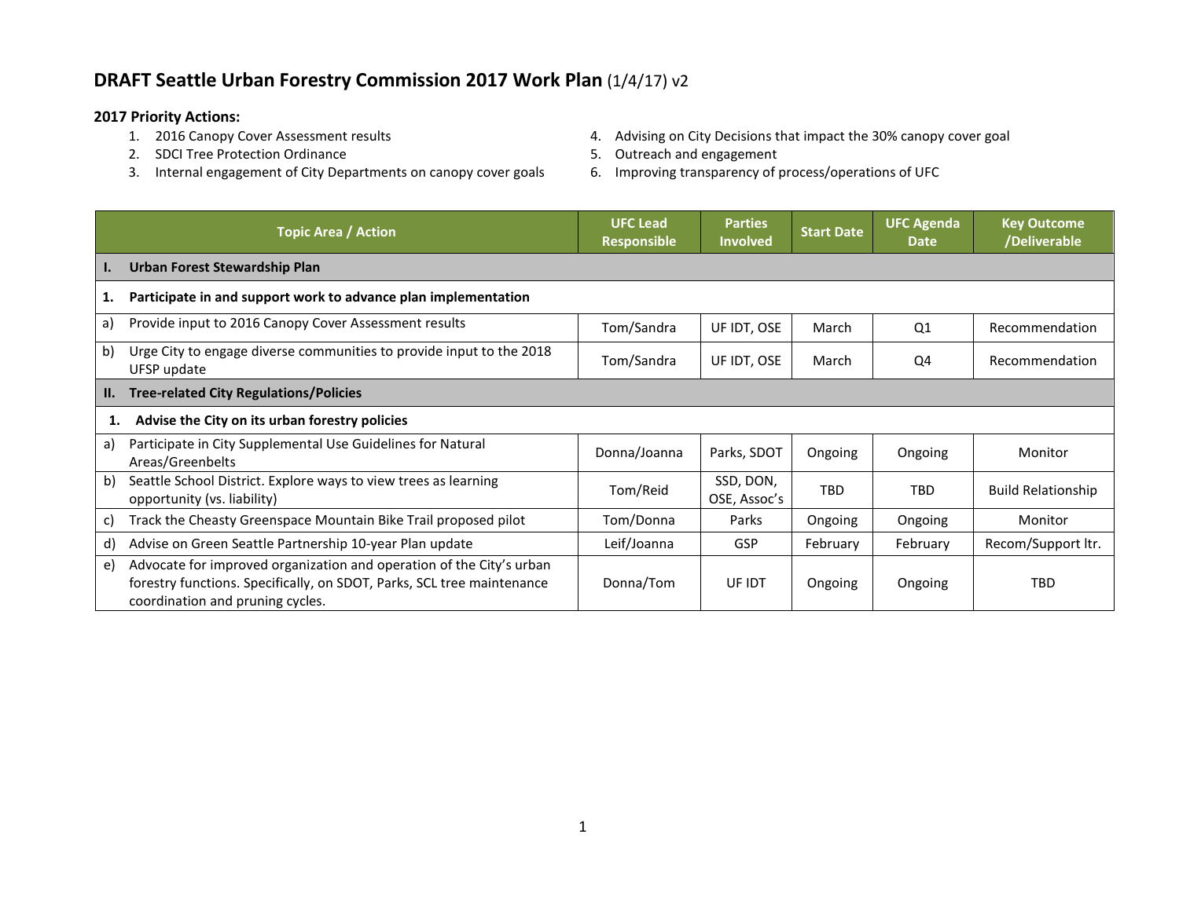# DRAFT Seattle Urban Forestry Commission 2017 Work Plan (1/4/17) v2

**2017 Priority Actions:**

1. 2016 Canopy Cover Assessment results
2. SDCI Tree Protection Ordinance
3. Internal engagement of City Departments on canopy cover goals
4. Advising on City Decisions that impact the 30% canopy cover goal
5. Outreach and engagement
6. Improving transparency of process/operations of UFC

| Topic Area / Action | UFC Lead Responsible | Parties Involved | Start Date | UFC Agenda Date | Key Outcome /Deliverable |
|---|---|---|---|---|---|
| **I. Urban Forest Stewardship Plan** | | | | | |
| **1. Participate in and support work to advance plan implementation** | | | | | |
| a) Provide input to 2016 Canopy Cover Assessment results | Tom/Sandra | UF IDT, OSE | March | Q1 | Recommendation |
| b) Urge City to engage diverse communities to provide input to the 2018 UFSP update | Tom/Sandra | UF IDT, OSE | March | Q4 | Recommendation |
| **II. Tree-related City Regulations/Policies** | | | | | |
| **1. Advise the City on its urban forestry policies** | | | | | |
| a) Participate in City Supplemental Use Guidelines for Natural Areas/Greenbelts | Donna/Joanna | Parks, SDOT | Ongoing | Ongoing | Monitor |
| b) Seattle School District. Explore ways to view trees as learning opportunity (vs. liability) | Tom/Reid | SSD, DON, OSE, Assoc's | TBD | TBD | Build Relationship |
| c) Track the Cheasty Greenspace Mountain Bike Trail proposed pilot | Tom/Donna | Parks | Ongoing | Ongoing | Monitor |
| d) Advise on Green Seattle Partnership 10-year Plan update | Leif/Joanna | GSP | February | February | Recom/Support ltr. |
| e) Advocate for improved organization and operation of the City's urban forestry functions. Specifically, on SDOT, Parks, SCL tree maintenance coordination and pruning cycles. | Donna/Tom | UF IDT | Ongoing | Ongoing | TBD |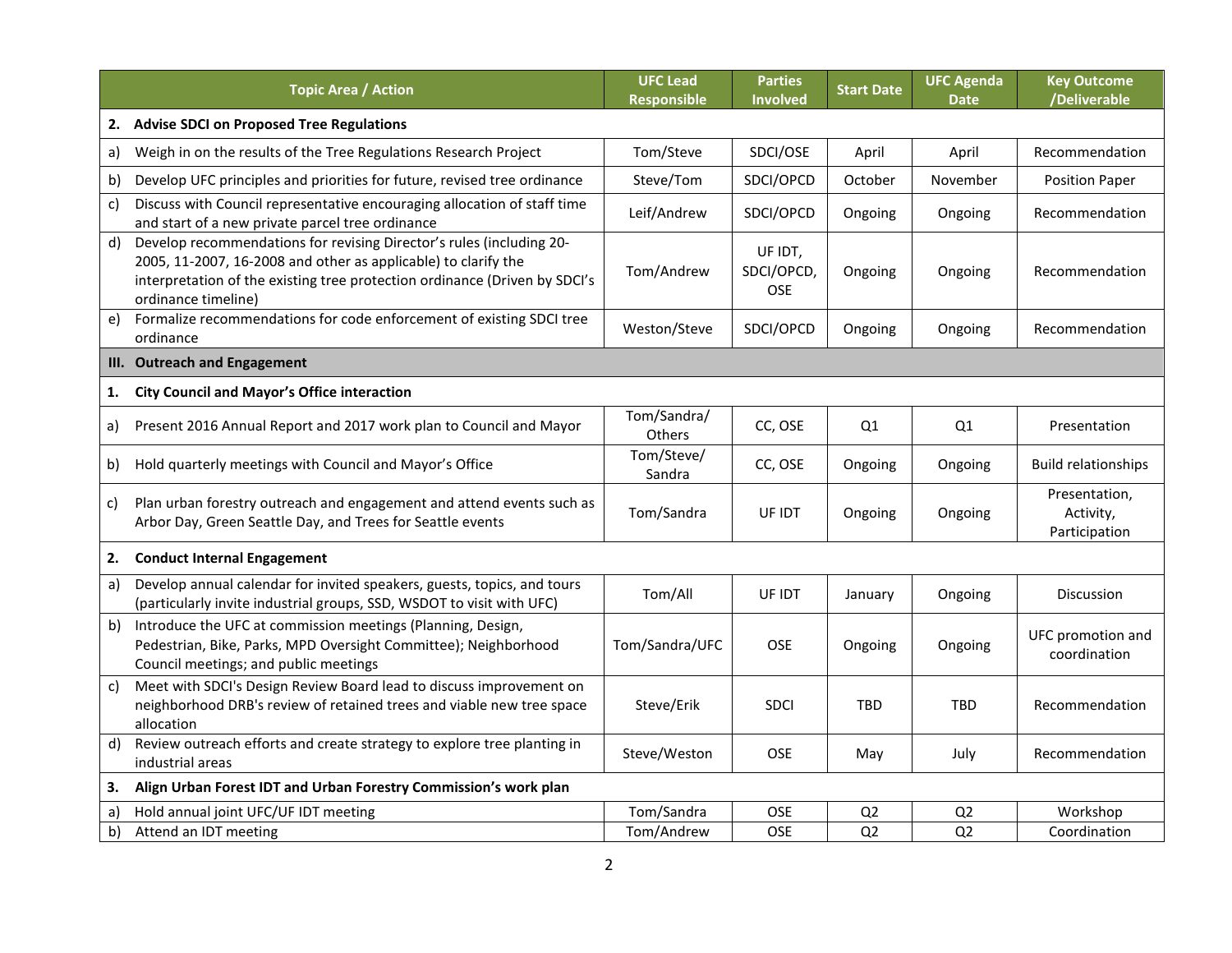| Topic Area / Action | UFC Lead Responsible | Parties Involved | Start Date | UFC Agenda Date | Key Outcome /Deliverable |
|---|---|---|---|---|---|
| **2. Advise SDCI on Proposed Tree Regulations** | | | | | |
| a) Weigh in on the results of the Tree Regulations Research Project | Tom/Steve | SDCI/OSE | April | April | Recommendation |
| b) Develop UFC principles and priorities for future, revised tree ordinance | Steve/Tom | SDCI/OPCD | October | November | Position Paper |
| c) Discuss with Council representative encouraging allocation of staff time and start of a new private parcel tree ordinance | Leif/Andrew | SDCI/OPCD | Ongoing | Ongoing | Recommendation |
| d) Develop recommendations for revising Director's rules (including 20-2005, 11-2007, 16-2008 and other as applicable) to clarify the interpretation of the existing tree protection ordinance (Driven by SDCI's ordinance timeline) | Tom/Andrew | UF IDT, SDCI/OPCD, OSE | Ongoing | Ongoing | Recommendation |
| e) Formalize recommendations for code enforcement of existing SDCI tree ordinance | Weston/Steve | SDCI/OPCD | Ongoing | Ongoing | Recommendation |
| **III. Outreach and Engagement** | | | | | |
| **1. City Council and Mayor's Office interaction** | | | | | |
| a) Present 2016 Annual Report and 2017 work plan to Council and Mayor | Tom/Sandra/ Others | CC, OSE | Q1 | Q1 | Presentation |
| b) Hold quarterly meetings with Council and Mayor's Office | Tom/Steve/ Sandra | CC, OSE | Ongoing | Ongoing | Build relationships |
| c) Plan urban forestry outreach and engagement and attend events such as Arbor Day, Green Seattle Day, and Trees for Seattle events | Tom/Sandra | UF IDT | Ongoing | Ongoing | Presentation, Activity, Participation |
| **2. Conduct Internal Engagement** | | | | | |
| a) Develop annual calendar for invited speakers, guests, topics, and tours (particularly invite industrial groups, SSD, WSDOT to visit with UFC) | Tom/All | UF IDT | January | Ongoing | Discussion |
| b) Introduce the UFC at commission meetings (Planning, Design, Pedestrian, Bike, Parks, MPD Oversight Committee); Neighborhood Council meetings; and public meetings | Tom/Sandra/UFC | OSE | Ongoing | Ongoing | UFC promotion and coordination |
| c) Meet with SDCI's Design Review Board lead to discuss improvement on neighborhood DRB's review of retained trees and viable new tree space allocation | Steve/Erik | SDCI | TBD | TBD | Recommendation |
| d) Review outreach efforts and create strategy to explore tree planting in industrial areas | Steve/Weston | OSE | May | July | Recommendation |
| **3. Align Urban Forest IDT and Urban Forestry Commission's work plan** | | | | | |
| a) Hold annual joint UFC/UF IDT meeting | Tom/Sandra | OSE | Q2 | Q2 | Workshop |
| b) Attend an IDT meeting | Tom/Andrew | OSE | Q2 | Q2 | Coordination |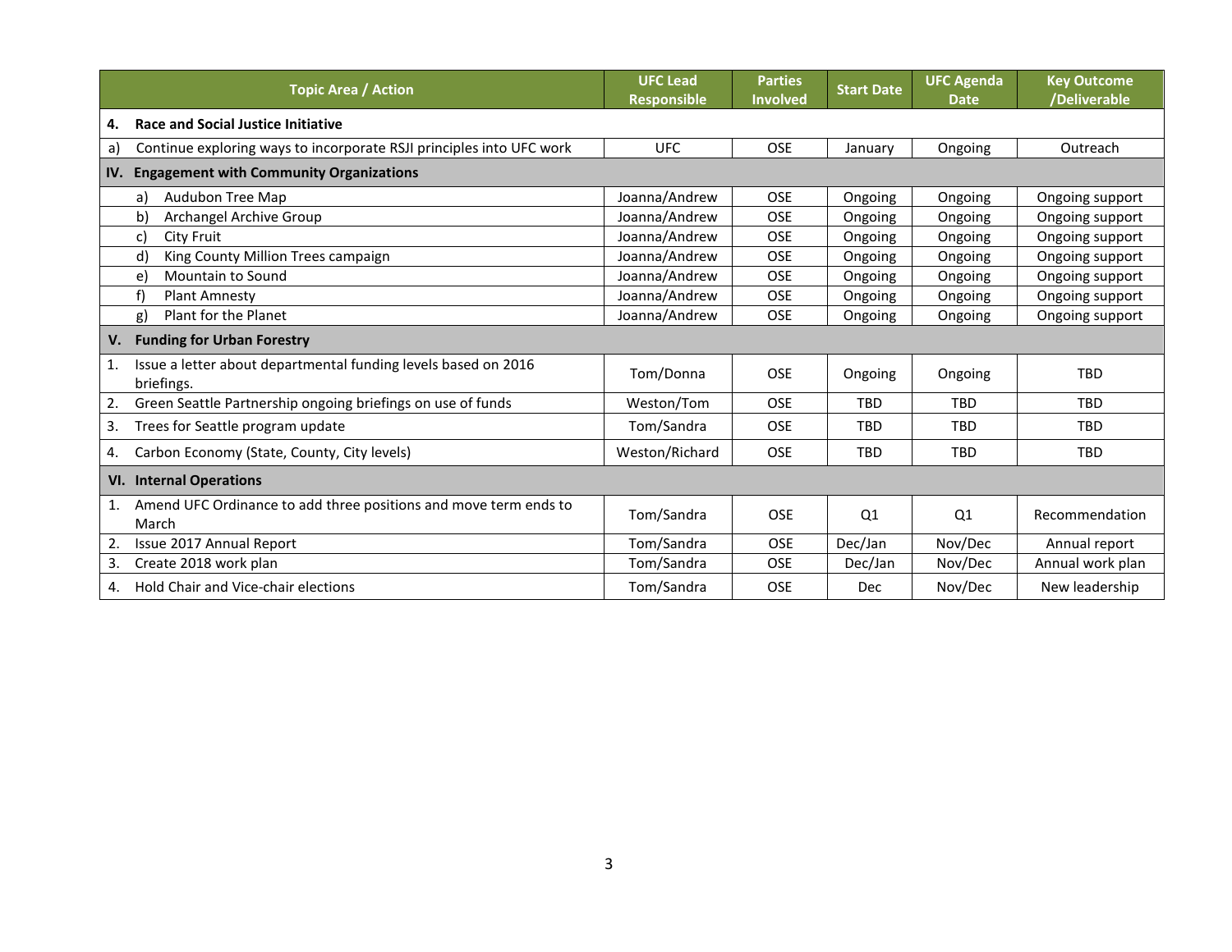| Topic Area / Action | UFC Lead Responsible | Parties Involved | Start Date | UFC Agenda Date | Key Outcome /Deliverable |
|---|---|---|---|---|---|
| **4. Race and Social Justice Initiative** | | | | | |
| a) Continue exploring ways to incorporate RSJI principles into UFC work | UFC | OSE | January | Ongoing | Outreach |
| **IV. Engagement with Community Organizations** | | | | | |
| a) Audubon Tree Map | Joanna/Andrew | OSE | Ongoing | Ongoing | Ongoing support |
| b) Archangel Archive Group | Joanna/Andrew | OSE | Ongoing | Ongoing | Ongoing support |
| c) City Fruit | Joanna/Andrew | OSE | Ongoing | Ongoing | Ongoing support |
| d) King County Million Trees campaign | Joanna/Andrew | OSE | Ongoing | Ongoing | Ongoing support |
| e) Mountain to Sound | Joanna/Andrew | OSE | Ongoing | Ongoing | Ongoing support |
| f) Plant Amnesty | Joanna/Andrew | OSE | Ongoing | Ongoing | Ongoing support |
| g) Plant for the Planet | Joanna/Andrew | OSE | Ongoing | Ongoing | Ongoing support |
| **V. Funding for Urban Forestry** | | | | | |
| 1. Issue a letter about departmental funding levels based on 2016 briefings. | Tom/Donna | OSE | Ongoing | Ongoing | TBD |
| 2. Green Seattle Partnership ongoing briefings on use of funds | Weston/Tom | OSE | TBD | TBD | TBD |
| 3. Trees for Seattle program update | Tom/Sandra | OSE | TBD | TBD | TBD |
| 4. Carbon Economy (State, County, City levels) | Weston/Richard | OSE | TBD | TBD | TBD |
| **VI. Internal Operations** | | | | | |
| 1. Amend UFC Ordinance to add three positions and move term ends to March | Tom/Sandra | OSE | Q1 | Q1 | Recommendation |
| 2. Issue 2017 Annual Report | Tom/Sandra | OSE | Dec/Jan | Nov/Dec | Annual report |
| 3. Create 2018 work plan | Tom/Sandra | OSE | Dec/Jan | Nov/Dec | Annual work plan |
| 4. Hold Chair and Vice-chair elections | Tom/Sandra | OSE | Dec | Nov/Dec | New leadership |